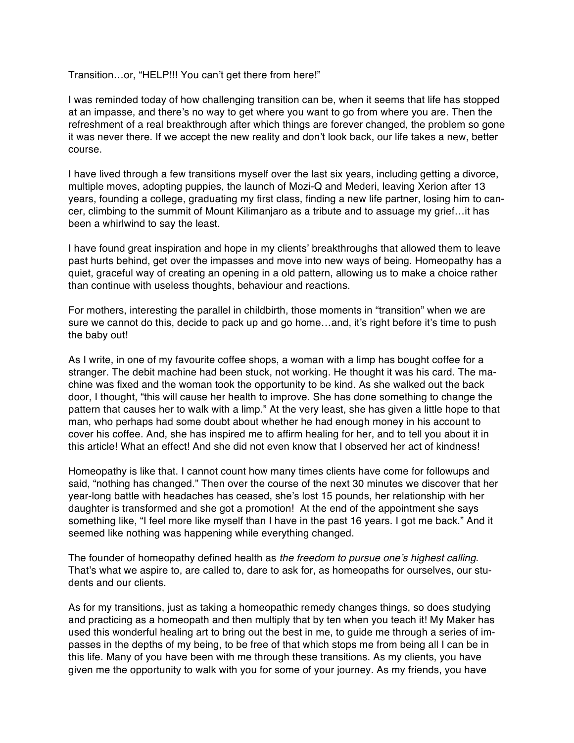Transition…or, "HELP!!! You can't get there from here!"

I was reminded today of how challenging transition can be, when it seems that life has stopped at an impasse, and there's no way to get where you want to go from where you are. Then the refreshment of a real breakthrough after which things are forever changed, the problem so gone it was never there. If we accept the new reality and don't look back, our life takes a new, better course.

I have lived through a few transitions myself over the last six years, including getting a divorce, multiple moves, adopting puppies, the launch of Mozi-Q and Mederi, leaving Xerion after 13 years, founding a college, graduating my first class, finding a new life partner, losing him to cancer, climbing to the summit of Mount Kilimanjaro as a tribute and to assuage my grief…it has been a whirlwind to say the least.

I have found great inspiration and hope in my clients' breakthroughs that allowed them to leave past hurts behind, get over the impasses and move into new ways of being. Homeopathy has a quiet, graceful way of creating an opening in a old pattern, allowing us to make a choice rather than continue with useless thoughts, behaviour and reactions.

For mothers, interesting the parallel in childbirth, those moments in "transition" when we are sure we cannot do this, decide to pack up and go home…and, it's right before it's time to push the baby out!

As I write, in one of my favourite coffee shops, a woman with a limp has bought coffee for a stranger. The debit machine had been stuck, not working. He thought it was his card. The machine was fixed and the woman took the opportunity to be kind. As she walked out the back door, I thought, "this will cause her health to improve. She has done something to change the pattern that causes her to walk with a limp." At the very least, she has given a little hope to that man, who perhaps had some doubt about whether he had enough money in his account to cover his coffee. And, she has inspired me to affirm healing for her, and to tell you about it in this article! What an effect! And she did not even know that I observed her act of kindness!

Homeopathy is like that. I cannot count how many times clients have come for followups and said, "nothing has changed." Then over the course of the next 30 minutes we discover that her year-long battle with headaches has ceased, she's lost 15 pounds, her relationship with her daughter is transformed and she got a promotion! At the end of the appointment she says something like, "I feel more like myself than I have in the past 16 years. I got me back." And it seemed like nothing was happening while everything changed.

The founder of homeopathy defined health as *the freedom to pursue one's highest calling*. That's what we aspire to, are called to, dare to ask for, as homeopaths for ourselves, our students and our clients.

As for my transitions, just as taking a homeopathic remedy changes things, so does studying and practicing as a homeopath and then multiply that by ten when you teach it! My Maker has used this wonderful healing art to bring out the best in me, to guide me through a series of impasses in the depths of my being, to be free of that which stops me from being all I can be in this life. Many of you have been with me through these transitions. As my clients, you have given me the opportunity to walk with you for some of your journey. As my friends, you have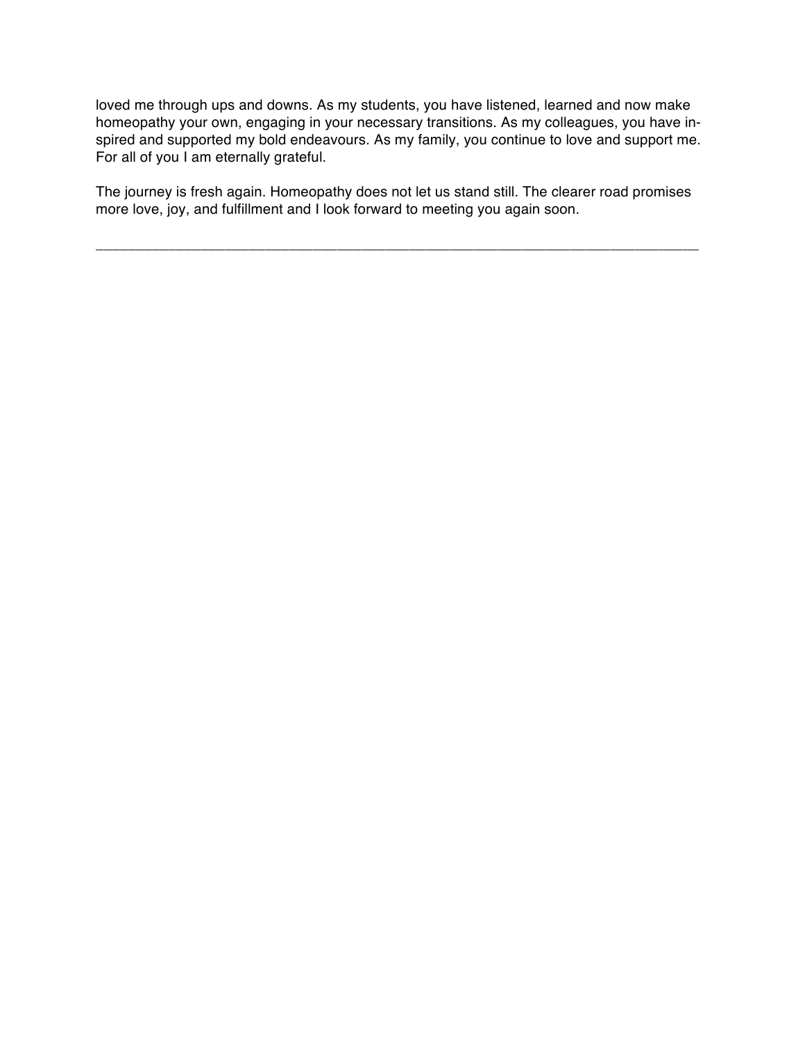loved me through ups and downs. As my students, you have listened, learned and now make homeopathy your own, engaging in your necessary transitions. As my colleagues, you have inspired and supported my bold endeavours. As my family, you continue to love and support me. For all of you I am eternally grateful.

The journey is fresh again. Homeopathy does not let us stand still. The clearer road promises more love, joy, and fulfillment and I look forward to meeting you again soon.

---